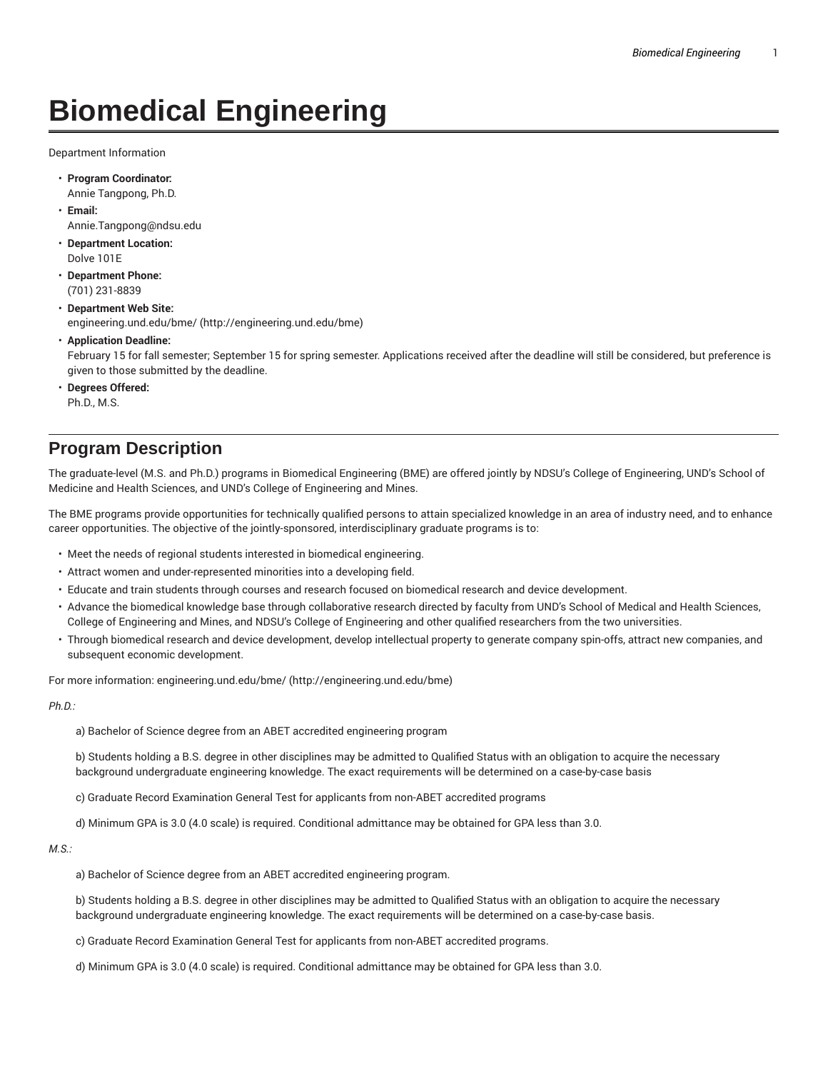# Biomedical Engineering

Department Information

- **Program Coordinator:**
  Annie Tangpong, Ph.D.
- **Email:**
  Annie.Tangpong@ndsu.edu
- **Department Location:**
  Dolve 101E
- **Department Phone:**
  (701) 231-8839
- **Department Web Site:**
  engineering.und.edu/bme/ (http://engineering.und.edu/bme)
- **Application Deadline:**
  February 15 for fall semester; September 15 for spring semester. Applications received after the deadline will still be considered, but preference is given to those submitted by the deadline.
- **Degrees Offered:**
  Ph.D., M.S.

## Program Description

The graduate-level (M.S. and Ph.D.) programs in Biomedical Engineering (BME) are offered jointly by NDSU's College of Engineering, UND's School of Medicine and Health Sciences, and UND's College of Engineering and Mines.

The BME programs provide opportunities for technically qualified persons to attain specialized knowledge in an area of industry need, and to enhance career opportunities. The objective of the jointly-sponsored, interdisciplinary graduate programs is to:

- Meet the needs of regional students interested in biomedical engineering.
- Attract women and under-represented minorities into a developing field.
- Educate and train students through courses and research focused on biomedical research and device development.
- Advance the biomedical knowledge base through collaborative research directed by faculty from UND's School of Medical and Health Sciences, College of Engineering and Mines, and NDSU's College of Engineering and other qualified researchers from the two universities.
- Through biomedical research and device development, develop intellectual property to generate company spin-offs, attract new companies, and subsequent economic development.

For more information: engineering.und.edu/bme/ (http://engineering.und.edu/bme)

*Ph.D.:*

a) Bachelor of Science degree from an ABET accredited engineering program

b) Students holding a B.S. degree in other disciplines may be admitted to Qualified Status with an obligation to acquire the necessary background undergraduate engineering knowledge. The exact requirements will be determined on a case-by-case basis

c) Graduate Record Examination General Test for applicants from non-ABET accredited programs

d) Minimum GPA is 3.0 (4.0 scale) is required. Conditional admittance may be obtained for GPA less than 3.0.

*M.S.:*

a) Bachelor of Science degree from an ABET accredited engineering program.

b) Students holding a B.S. degree in other disciplines may be admitted to Qualified Status with an obligation to acquire the necessary background undergraduate engineering knowledge. The exact requirements will be determined on a case-by-case basis.

c) Graduate Record Examination General Test for applicants from non-ABET accredited programs.

d) Minimum GPA is 3.0 (4.0 scale) is required. Conditional admittance may be obtained for GPA less than 3.0.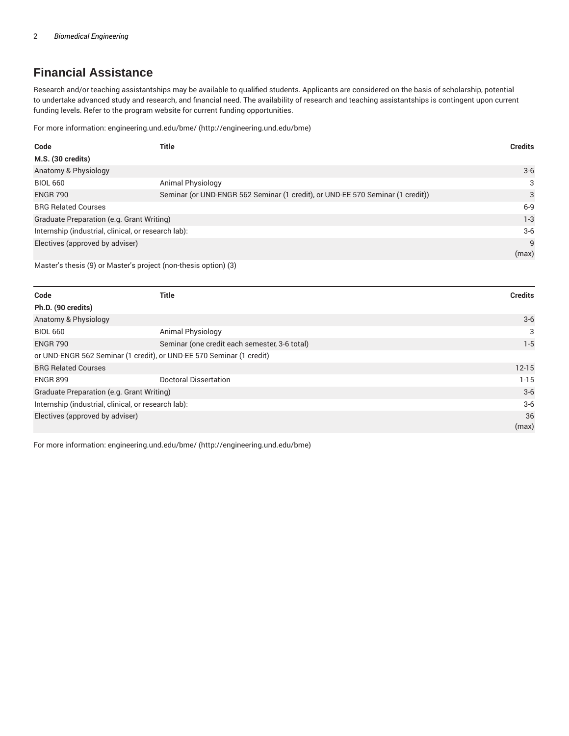## Financial Assistance

Research and/or teaching assistantships may be available to qualified students. Applicants are considered on the basis of scholarship, potential to undertake advanced study and research, and financial need. The availability of research and teaching assistantships is contingent upon current funding levels. Refer to the program website for current funding opportunities.

For more information: engineering.und.edu/bme/ (http://engineering.und.edu/bme)

| Code | Title | Credits |
|---|---|---|
| **M.S. (30 credits)** | | |
| Anatomy & Physiology | | 3-6 |
| BIOL 660 | Animal Physiology | 3 |
| ENGR 790 | Seminar (or UND-ENGR 562 Seminar (1 credit), or UND-EE 570 Seminar (1 credit)) | 3 |
| BRG Related Courses | | 6-9 |
| Graduate Preparation (e.g. Grant Writing) | | 1-3 |
| Internship (industrial, clinical, or research lab): | | 3-6 |
| Electives (approved by adviser) | | 9 (max) |
| Master's thesis (9) or Master's project (non-thesis option) (3) | | |

| Code | Title | Credits |
|---|---|---|
| **Ph.D. (90 credits)** | | |
| Anatomy & Physiology | | 3-6 |
| BIOL 660 | Animal Physiology | 3 |
| ENGR 790 | Seminar (one credit each semester, 3-6 total) | 1-5 |
| or UND-ENGR 562 Seminar (1 credit), or UND-EE 570 Seminar (1 credit) | | |
| BRG Related Courses | | 12-15 |
| ENGR 899 | Doctoral Dissertation | 1-15 |
| Graduate Preparation (e.g. Grant Writing) | | 3-6 |
| Internship (industrial, clinical, or research lab): | | 3-6 |
| Electives (approved by adviser) | | 36 (max) |

For more information: engineering.und.edu/bme/ (http://engineering.und.edu/bme)